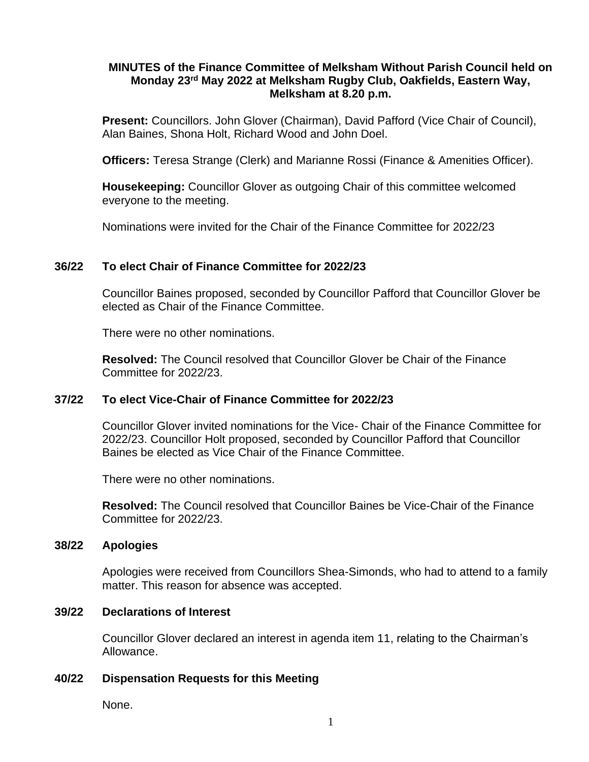**MINUTES of the Finance Committee of Melksham Without Parish Council held on Monday 23rd May 2022 at Melksham Rugby Club, Oakfields, Eastern Way, Melksham at 8.20 p.m.**

**Present:** Councillors. John Glover (Chairman), David Pafford (Vice Chair of Council), Alan Baines, Shona Holt, Richard Wood and John Doel.

**Officers:** Teresa Strange (Clerk) and Marianne Rossi (Finance & Amenities Officer).

**Housekeeping:** Councillor Glover as outgoing Chair of this committee welcomed everyone to the meeting.

Nominations were invited for the Chair of the Finance Committee for 2022/23

## 36/22 To elect Chair of Finance Committee for 2022/23

Councillor Baines proposed, seconded by Councillor Pafford that Councillor Glover be elected as Chair of the Finance Committee.

There were no other nominations.

**Resolved:** The Council resolved that Councillor Glover be Chair of the Finance Committee for 2022/23.

## 37/22 To elect Vice-Chair of Finance Committee for 2022/23

Councillor Glover invited nominations for the Vice- Chair of the Finance Committee for 2022/23. Councillor Holt proposed, seconded by Councillor Pafford that Councillor Baines be elected as Vice Chair of the Finance Committee.

There were no other nominations.

**Resolved:** The Council resolved that Councillor Baines be Vice-Chair of the Finance Committee for 2022/23.

## 38/22 Apologies

Apologies were received from Councillors Shea-Simonds, who had to attend to a family matter. This reason for absence was accepted.

## 39/22 Declarations of Interest

Councillor Glover declared an interest in agenda item 11, relating to the Chairman's Allowance.

## 40/22 Dispensation Requests for this Meeting

None.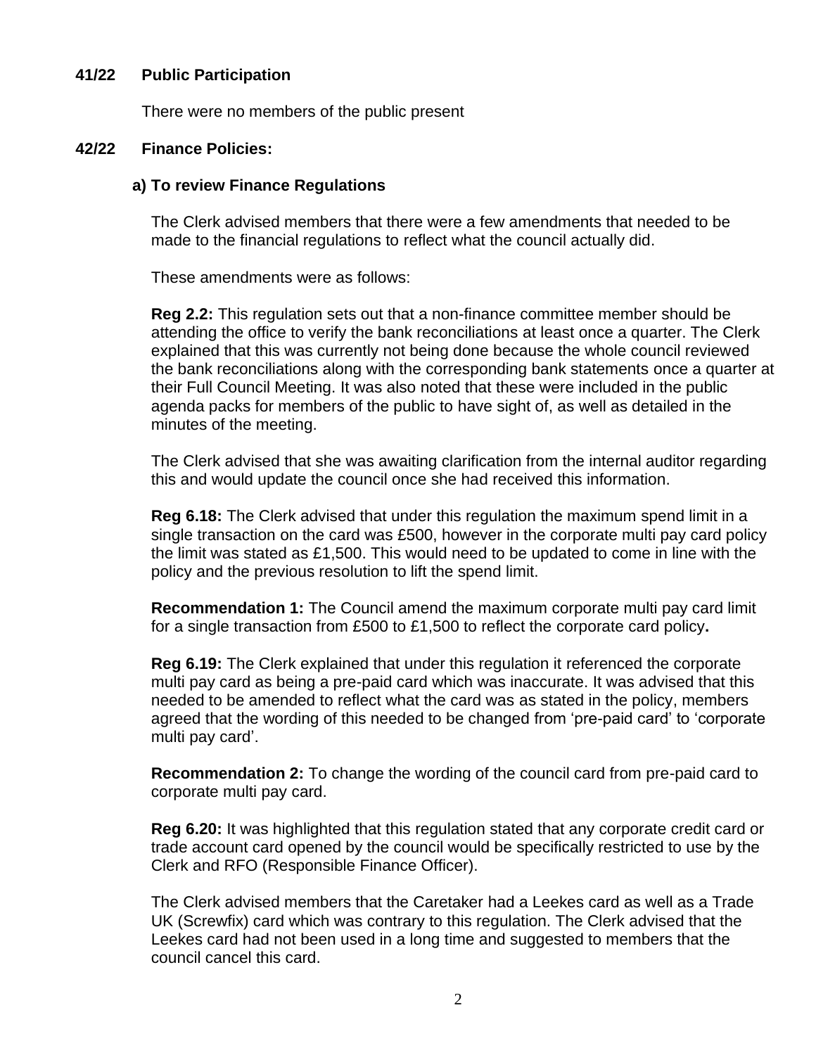## 41/22 Public Participation

There were no members of the public present

## 42/22 Finance Policies:

### a) To review Finance Regulations

The Clerk advised members that there were a few amendments that needed to be made to the financial regulations to reflect what the council actually did.

These amendments were as follows:

**Reg 2.2:** This regulation sets out that a non-finance committee member should be attending the office to verify the bank reconciliations at least once a quarter. The Clerk explained that this was currently not being done because the whole council reviewed the bank reconciliations along with the corresponding bank statements once a quarter at their Full Council Meeting. It was also noted that these were included in the public agenda packs for members of the public to have sight of, as well as detailed in the minutes of the meeting.

The Clerk advised that she was awaiting clarification from the internal auditor regarding this and would update the council once she had received this information.

**Reg 6.18:** The Clerk advised that under this regulation the maximum spend limit in a single transaction on the card was £500, however in the corporate multi pay card policy the limit was stated as £1,500. This would need to be updated to come in line with the policy and the previous resolution to lift the spend limit.

**Recommendation 1:** The Council amend the maximum corporate multi pay card limit for a single transaction from £500 to £1,500 to reflect the corporate card policy**.**

**Reg 6.19:** The Clerk explained that under this regulation it referenced the corporate multi pay card as being a pre-paid card which was inaccurate. It was advised that this needed to be amended to reflect what the card was as stated in the policy, members agreed that the wording of this needed to be changed from 'pre-paid card' to 'corporate multi pay card'.

**Recommendation 2:** To change the wording of the council card from pre-paid card to corporate multi pay card.

**Reg 6.20:** It was highlighted that this regulation stated that any corporate credit card or trade account card opened by the council would be specifically restricted to use by the Clerk and RFO (Responsible Finance Officer).

The Clerk advised members that the Caretaker had a Leekes card as well as a Trade UK (Screwfix) card which was contrary to this regulation. The Clerk advised that the Leekes card had not been used in a long time and suggested to members that the council cancel this card.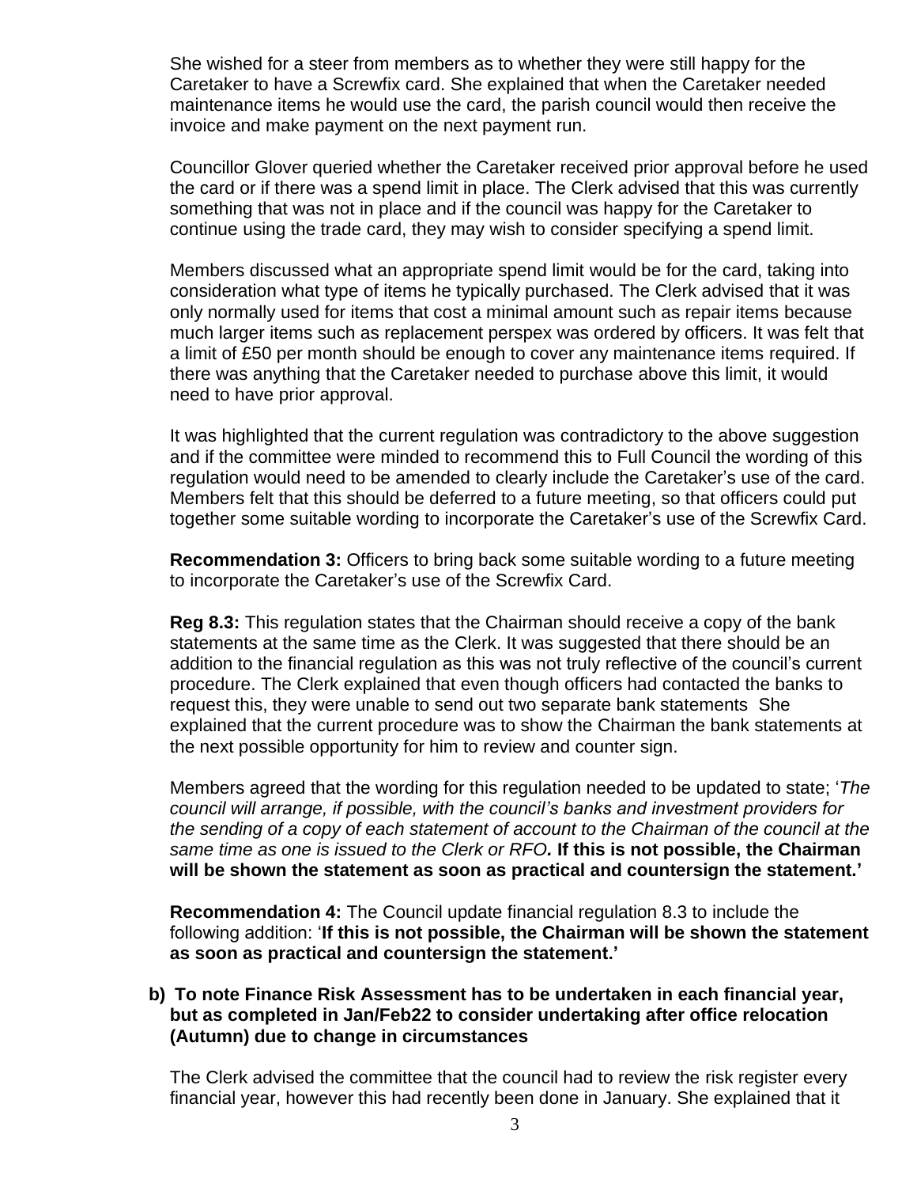She wished for a steer from members as to whether they were still happy for the Caretaker to have a Screwfix card. She explained that when the Caretaker needed maintenance items he would use the card, the parish council would then receive the invoice and make payment on the next payment run.

Councillor Glover queried whether the Caretaker received prior approval before he used the card or if there was a spend limit in place. The Clerk advised that this was currently something that was not in place and if the council was happy for the Caretaker to continue using the trade card, they may wish to consider specifying a spend limit.

Members discussed what an appropriate spend limit would be for the card, taking into consideration what type of items he typically purchased. The Clerk advised that it was only normally used for items that cost a minimal amount such as repair items because much larger items such as replacement perspex was ordered by officers. It was felt that a limit of £50 per month should be enough to cover any maintenance items required. If there was anything that the Caretaker needed to purchase above this limit, it would need to have prior approval.

It was highlighted that the current regulation was contradictory to the above suggestion and if the committee were minded to recommend this to Full Council the wording of this regulation would need to be amended to clearly include the Caretaker's use of the card. Members felt that this should be deferred to a future meeting, so that officers could put together some suitable wording to incorporate the Caretaker's use of the Screwfix Card.

**Recommendation 3:** Officers to bring back some suitable wording to a future meeting to incorporate the Caretaker's use of the Screwfix Card.

**Reg 8.3:** This regulation states that the Chairman should receive a copy of the bank statements at the same time as the Clerk. It was suggested that there should be an addition to the financial regulation as this was not truly reflective of the council's current procedure. The Clerk explained that even though officers had contacted the banks to request this, they were unable to send out two separate bank statements She explained that the current procedure was to show the Chairman the bank statements at the next possible opportunity for him to review and counter sign.

Members agreed that the wording for this regulation needed to be updated to state; '*The council will arrange, if possible, with the council's banks and investment providers for the sending of a copy of each statement of account to the Chairman of the council at the same time as one is issued to the Clerk or RFO.* **If this is not possible, the Chairman will be shown the statement as soon as practical and countersign the statement.'**

**Recommendation 4:** The Council update financial regulation 8.3 to include the following addition: '**If this is not possible, the Chairman will be shown the statement as soon as practical and countersign the statement.'**

**b) To note Finance Risk Assessment has to be undertaken in each financial year, but as completed in Jan/Feb22 to consider undertaking after office relocation (Autumn) due to change in circumstances**

The Clerk advised the committee that the council had to review the risk register every financial year, however this had recently been done in January. She explained that it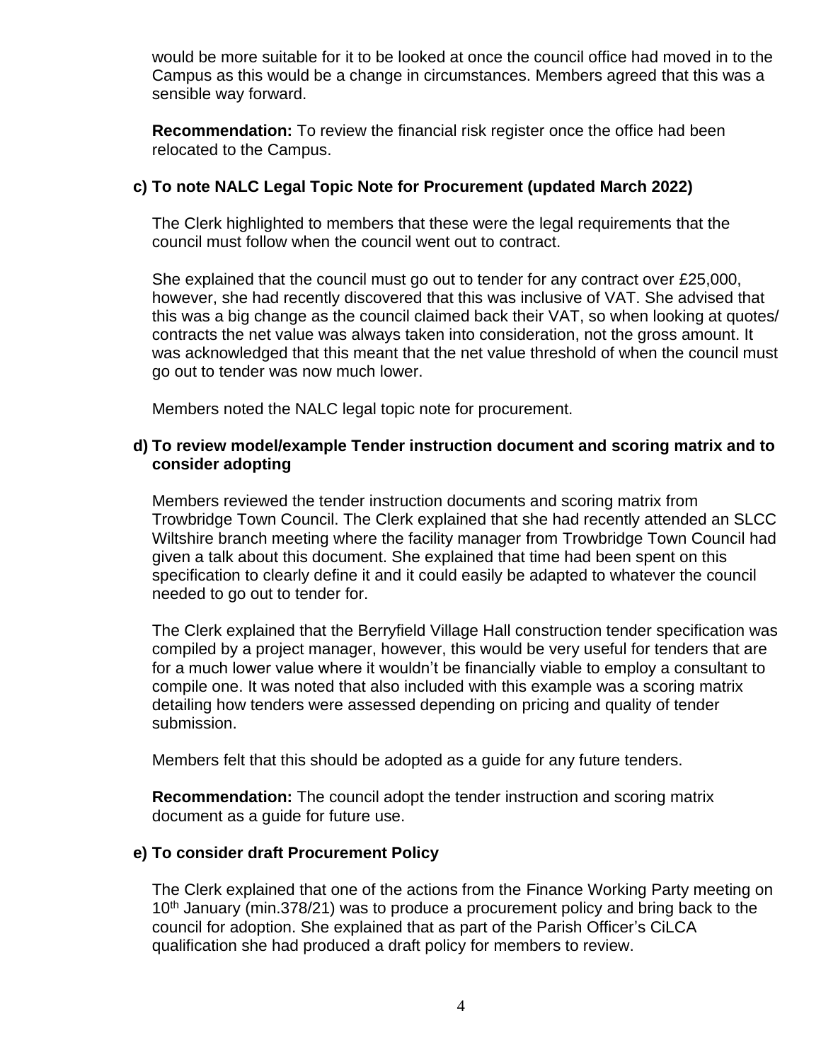would be more suitable for it to be looked at once the council office had moved in to the Campus as this would be a change in circumstances. Members agreed that this was a sensible way forward.

**Recommendation:** To review the financial risk register once the office had been relocated to the Campus.

**c) To note NALC Legal Topic Note for Procurement (updated March 2022)**

The Clerk highlighted to members that these were the legal requirements that the council must follow when the council went out to contract.

She explained that the council must go out to tender for any contract over £25,000, however, she had recently discovered that this was inclusive of VAT. She advised that this was a big change as the council claimed back their VAT, so when looking at quotes/ contracts the net value was always taken into consideration, not the gross amount. It was acknowledged that this meant that the net value threshold of when the council must go out to tender was now much lower.

Members noted the NALC legal topic note for procurement.

**d) To review model/example Tender instruction document and scoring matrix and to consider adopting**

Members reviewed the tender instruction documents and scoring matrix from Trowbridge Town Council. The Clerk explained that she had recently attended an SLCC Wiltshire branch meeting where the facility manager from Trowbridge Town Council had given a talk about this document. She explained that time had been spent on this specification to clearly define it and it could easily be adapted to whatever the council needed to go out to tender for.

The Clerk explained that the Berryfield Village Hall construction tender specification was compiled by a project manager, however, this would be very useful for tenders that are for a much lower value where it wouldn't be financially viable to employ a consultant to compile one. It was noted that also included with this example was a scoring matrix detailing how tenders were assessed depending on pricing and quality of tender submission.

Members felt that this should be adopted as a guide for any future tenders.

**Recommendation:** The council adopt the tender instruction and scoring matrix document as a guide for future use.

**e) To consider draft Procurement Policy**

The Clerk explained that one of the actions from the Finance Working Party meeting on 10th January (min.378/21) was to produce a procurement policy and bring back to the council for adoption. She explained that as part of the Parish Officer's CiLCA qualification she had produced a draft policy for members to review.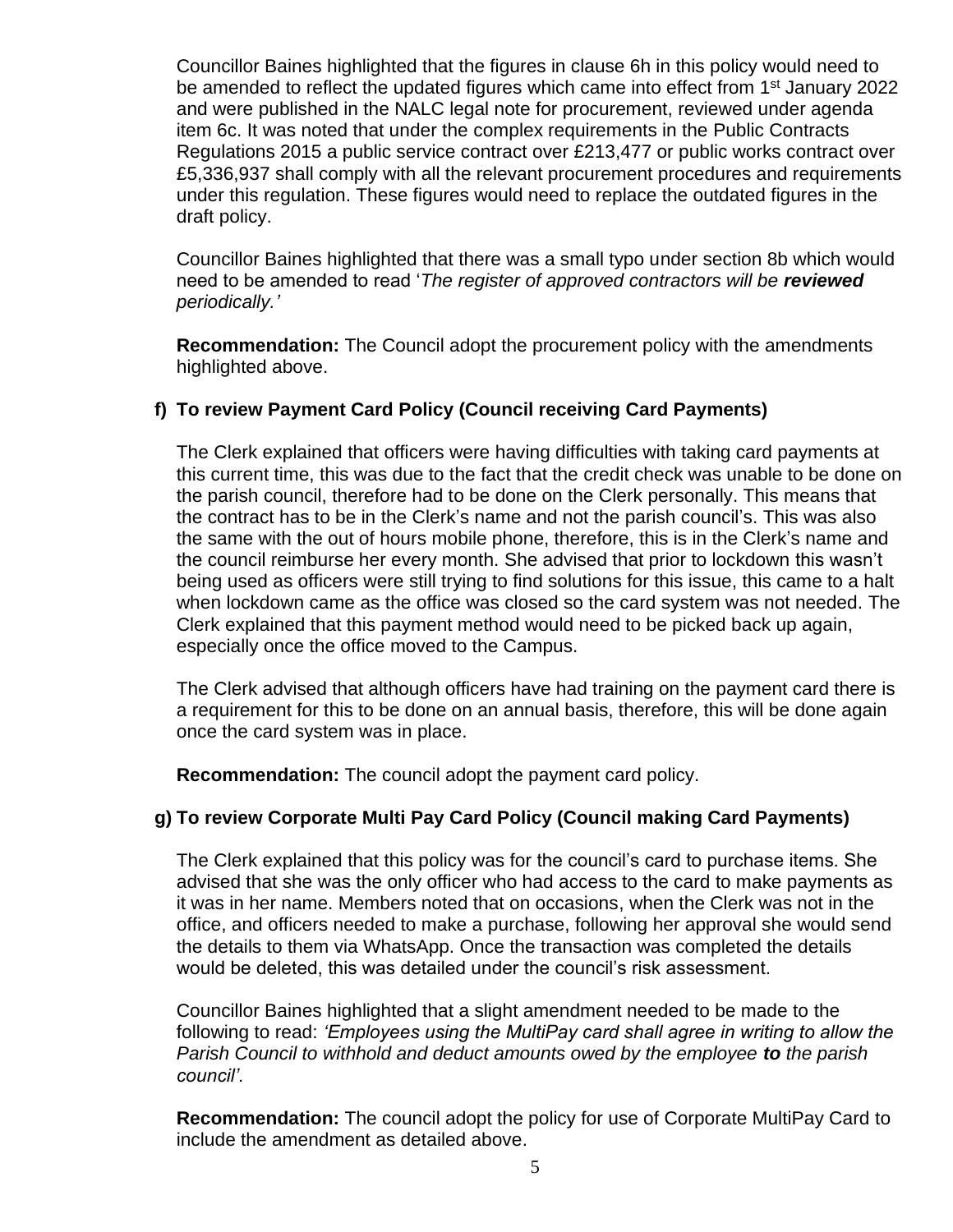Councillor Baines highlighted that the figures in clause 6h in this policy would need to be amended to reflect the updated figures which came into effect from 1st January 2022 and were published in the NALC legal note for procurement, reviewed under agenda item 6c. It was noted that under the complex requirements in the Public Contracts Regulations 2015 a public service contract over £213,477 or public works contract over £5,336,937 shall comply with all the relevant procurement procedures and requirements under this regulation. These figures would need to replace the outdated figures in the draft policy.

Councillor Baines highlighted that there was a small typo under section 8b which would need to be amended to read '*The register of approved contractors will be **reviewed** periodically.'*

**Recommendation:** The Council adopt the procurement policy with the amendments highlighted above.

**f) To review Payment Card Policy (Council receiving Card Payments)**

The Clerk explained that officers were having difficulties with taking card payments at this current time, this was due to the fact that the credit check was unable to be done on the parish council, therefore had to be done on the Clerk personally. This means that the contract has to be in the Clerk's name and not the parish council's. This was also the same with the out of hours mobile phone, therefore, this is in the Clerk's name and the council reimburse her every month. She advised that prior to lockdown this wasn't being used as officers were still trying to find solutions for this issue, this came to a halt when lockdown came as the office was closed so the card system was not needed. The Clerk explained that this payment method would need to be picked back up again, especially once the office moved to the Campus.

The Clerk advised that although officers have had training on the payment card there is a requirement for this to be done on an annual basis, therefore, this will be done again once the card system was in place.

**Recommendation:** The council adopt the payment card policy.

**g) To review Corporate Multi Pay Card Policy (Council making Card Payments)**

The Clerk explained that this policy was for the council's card to purchase items. She advised that she was the only officer who had access to the card to make payments as it was in her name. Members noted that on occasions, when the Clerk was not in the office, and officers needed to make a purchase, following her approval she would send the details to them via WhatsApp. Once the transaction was completed the details would be deleted, this was detailed under the council's risk assessment.

Councillor Baines highlighted that a slight amendment needed to be made to the following to read: *'Employees using the MultiPay card shall agree in writing to allow the Parish Council to withhold and deduct amounts owed by the employee **to** the parish council'.*

**Recommendation:** The council adopt the policy for use of Corporate MultiPay Card to include the amendment as detailed above.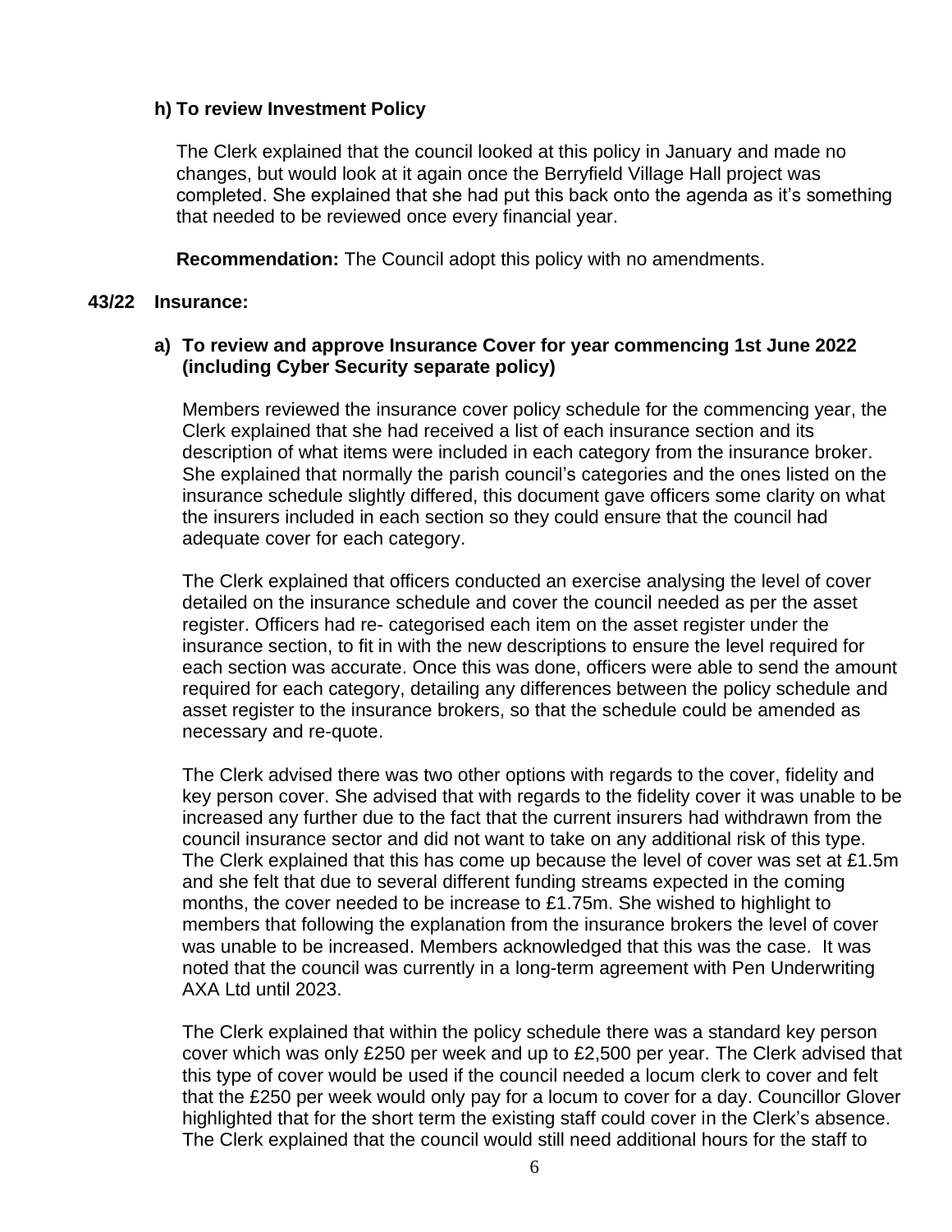**h) To review Investment Policy**

The Clerk explained that the council looked at this policy in January and made no changes, but would look at it again once the Berryfield Village Hall project was completed. She explained that she had put this back onto the agenda as it's something that needed to be reviewed once every financial year.

**Recommendation:** The Council adopt this policy with no amendments.

**43/22 Insurance:**

**a) To review and approve Insurance Cover for year commencing 1st June 2022 (including Cyber Security separate policy)**

Members reviewed the insurance cover policy schedule for the commencing year, the Clerk explained that she had received a list of each insurance section and its description of what items were included in each category from the insurance broker. She explained that normally the parish council's categories and the ones listed on the insurance schedule slightly differed, this document gave officers some clarity on what the insurers included in each section so they could ensure that the council had adequate cover for each category.

The Clerk explained that officers conducted an exercise analysing the level of cover detailed on the insurance schedule and cover the council needed as per the asset register. Officers had re- categorised each item on the asset register under the insurance section, to fit in with the new descriptions to ensure the level required for each section was accurate. Once this was done, officers were able to send the amount required for each category, detailing any differences between the policy schedule and asset register to the insurance brokers, so that the schedule could be amended as necessary and re-quote.

The Clerk advised there was two other options with regards to the cover, fidelity and key person cover. She advised that with regards to the fidelity cover it was unable to be increased any further due to the fact that the current insurers had withdrawn from the council insurance sector and did not want to take on any additional risk of this type. The Clerk explained that this has come up because the level of cover was set at £1.5m and she felt that due to several different funding streams expected in the coming months, the cover needed to be increase to £1.75m. She wished to highlight to members that following the explanation from the insurance brokers the level of cover was unable to be increased. Members acknowledged that this was the case. It was noted that the council was currently in a long-term agreement with Pen Underwriting AXA Ltd until 2023.

The Clerk explained that within the policy schedule there was a standard key person cover which was only £250 per week and up to £2,500 per year. The Clerk advised that this type of cover would be used if the council needed a locum clerk to cover and felt that the £250 per week would only pay for a locum to cover for a day. Councillor Glover highlighted that for the short term the existing staff could cover in the Clerk's absence. The Clerk explained that the council would still need additional hours for the staff to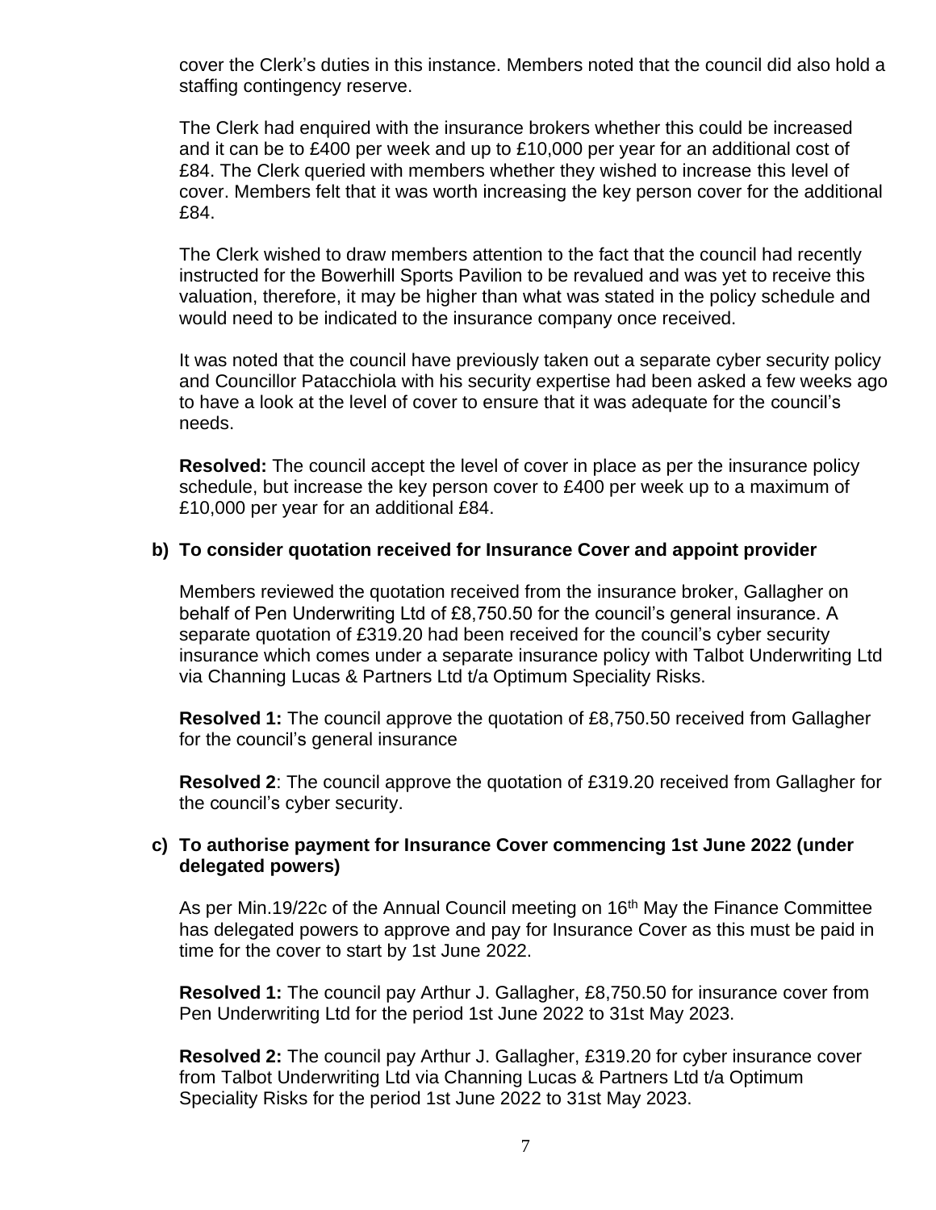cover the Clerk's duties in this instance. Members noted that the council did also hold a staffing contingency reserve.

The Clerk had enquired with the insurance brokers whether this could be increased and it can be to £400 per week and up to £10,000 per year for an additional cost of £84. The Clerk queried with members whether they wished to increase this level of cover. Members felt that it was worth increasing the key person cover for the additional £84.

The Clerk wished to draw members attention to the fact that the council had recently instructed for the Bowerhill Sports Pavilion to be revalued and was yet to receive this valuation, therefore, it may be higher than what was stated in the policy schedule and would need to be indicated to the insurance company once received.

It was noted that the council have previously taken out a separate cyber security policy and Councillor Patacchiola with his security expertise had been asked a few weeks ago to have a look at the level of cover to ensure that it was adequate for the council's needs.

**Resolved:** The council accept the level of cover in place as per the insurance policy schedule, but increase the key person cover to £400 per week up to a maximum of £10,000 per year for an additional £84.

**b) To consider quotation received for Insurance Cover and appoint provider**

Members reviewed the quotation received from the insurance broker, Gallagher on behalf of Pen Underwriting Ltd of £8,750.50 for the council's general insurance. A separate quotation of £319.20 had been received for the council's cyber security insurance which comes under a separate insurance policy with Talbot Underwriting Ltd via Channing Lucas & Partners Ltd t/a Optimum Speciality Risks.

**Resolved 1:** The council approve the quotation of £8,750.50 received from Gallagher for the council's general insurance

**Resolved 2**: The council approve the quotation of £319.20 received from Gallagher for the council's cyber security.

**c) To authorise payment for Insurance Cover commencing 1st June 2022 (under delegated powers)**

As per Min.19/22c of the Annual Council meeting on 16th May the Finance Committee has delegated powers to approve and pay for Insurance Cover as this must be paid in time for the cover to start by 1st June 2022.

**Resolved 1:** The council pay Arthur J. Gallagher, £8,750.50 for insurance cover from Pen Underwriting Ltd for the period 1st June 2022 to 31st May 2023.

**Resolved 2:** The council pay Arthur J. Gallagher, £319.20 for cyber insurance cover from Talbot Underwriting Ltd via Channing Lucas & Partners Ltd t/a Optimum Speciality Risks for the period 1st June 2022 to 31st May 2023.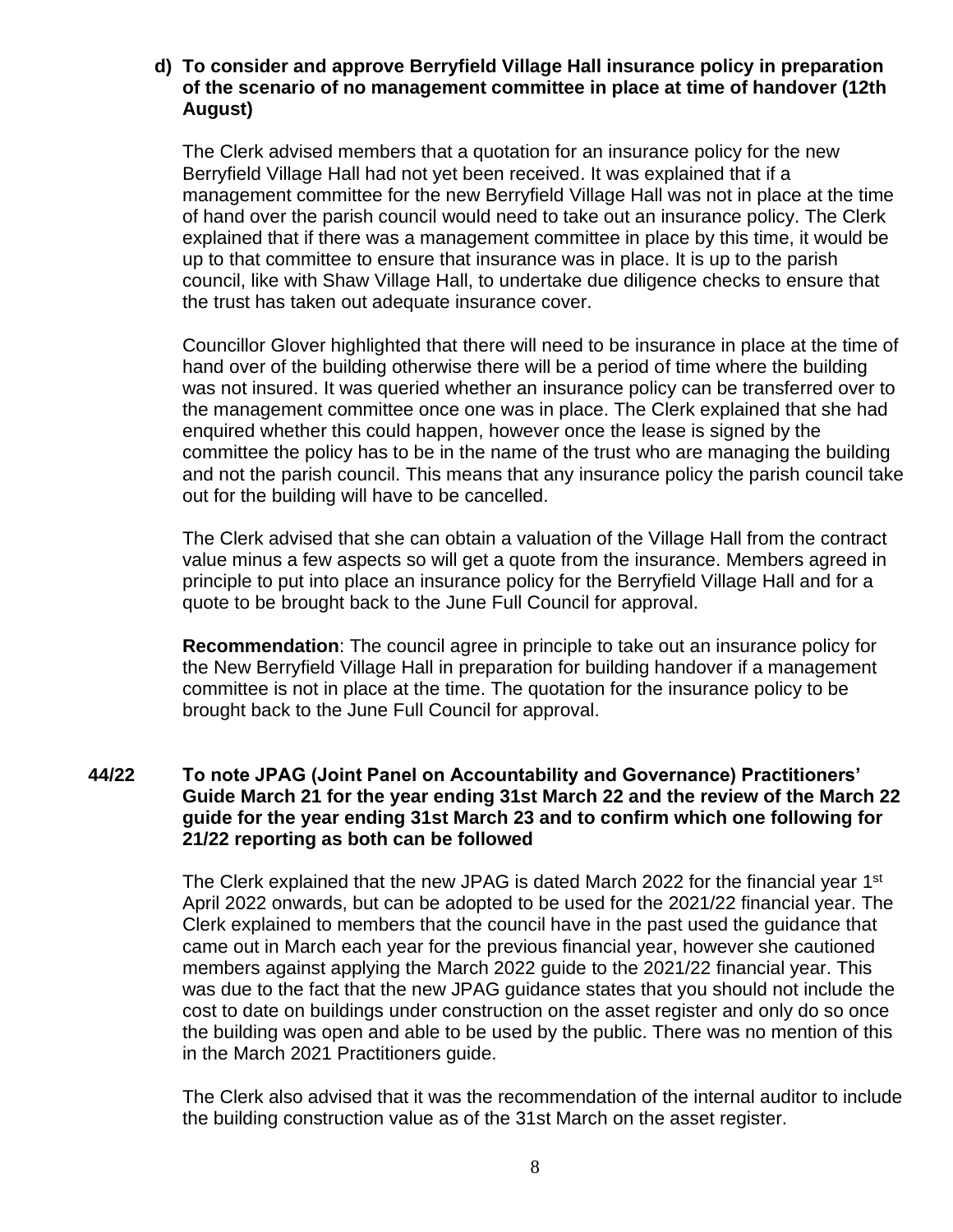**d) To consider and approve Berryfield Village Hall insurance policy in preparation of the scenario of no management committee in place at time of handover (12th August)**

The Clerk advised members that a quotation for an insurance policy for the new Berryfield Village Hall had not yet been received. It was explained that if a management committee for the new Berryfield Village Hall was not in place at the time of hand over the parish council would need to take out an insurance policy. The Clerk explained that if there was a management committee in place by this time, it would be up to that committee to ensure that insurance was in place. It is up to the parish council, like with Shaw Village Hall, to undertake due diligence checks to ensure that the trust has taken out adequate insurance cover.

Councillor Glover highlighted that there will need to be insurance in place at the time of hand over of the building otherwise there will be a period of time where the building was not insured. It was queried whether an insurance policy can be transferred over to the management committee once one was in place. The Clerk explained that she had enquired whether this could happen, however once the lease is signed by the committee the policy has to be in the name of the trust who are managing the building and not the parish council. This means that any insurance policy the parish council take out for the building will have to be cancelled.

The Clerk advised that she can obtain a valuation of the Village Hall from the contract value minus a few aspects so will get a quote from the insurance. Members agreed in principle to put into place an insurance policy for the Berryfield Village Hall and for a quote to be brought back to the June Full Council for approval.

**Recommendation**: The council agree in principle to take out an insurance policy for the New Berryfield Village Hall in preparation for building handover if a management committee is not in place at the time. The quotation for the insurance policy to be brought back to the June Full Council for approval.

**44/22 To note JPAG (Joint Panel on Accountability and Governance) Practitioners' Guide March 21 for the year ending 31st March 22 and the review of the March 22 guide for the year ending 31st March 23 and to confirm which one following for 21/22 reporting as both can be followed**

The Clerk explained that the new JPAG is dated March 2022 for the financial year 1st April 2022 onwards, but can be adopted to be used for the 2021/22 financial year. The Clerk explained to members that the council have in the past used the guidance that came out in March each year for the previous financial year, however she cautioned members against applying the March 2022 guide to the 2021/22 financial year. This was due to the fact that the new JPAG guidance states that you should not include the cost to date on buildings under construction on the asset register and only do so once the building was open and able to be used by the public. There was no mention of this in the March 2021 Practitioners guide.

The Clerk also advised that it was the recommendation of the internal auditor to include the building construction value as of the 31st March on the asset register.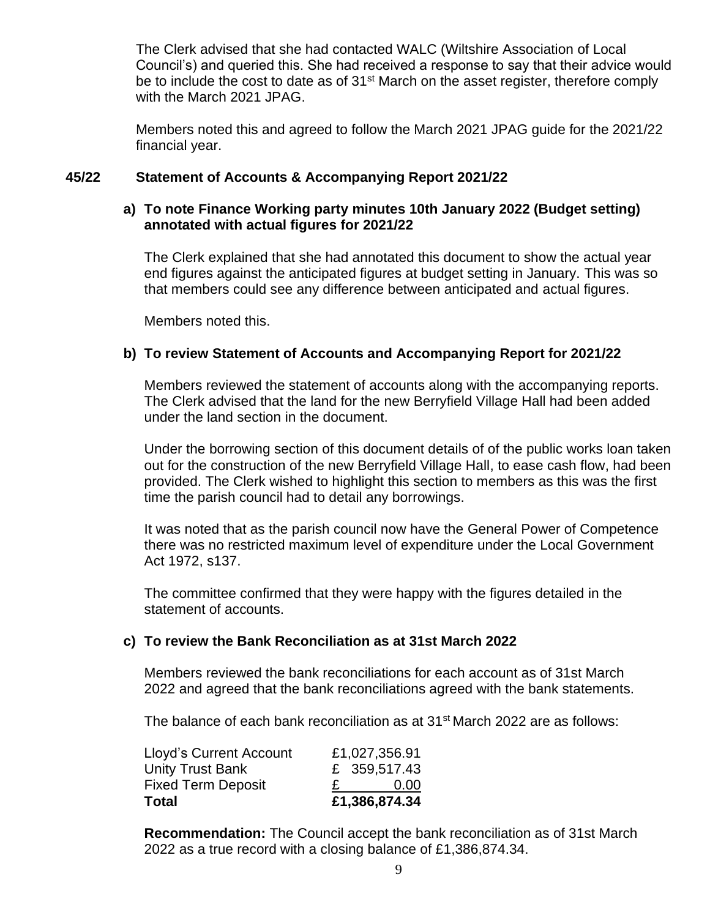The Clerk advised that she had contacted WALC (Wiltshire Association of Local Council's) and queried this. She had received a response to say that their advice would be to include the cost to date as of 31st March on the asset register, therefore comply with the March 2021 JPAG.

Members noted this and agreed to follow the March 2021 JPAG guide for the 2021/22 financial year.

### 45/22 Statement of Accounts & Accompanying Report 2021/22

**a) To note Finance Working party minutes 10th January 2022 (Budget setting) annotated with actual figures for 2021/22**

The Clerk explained that she had annotated this document to show the actual year end figures against the anticipated figures at budget setting in January. This was so that members could see any difference between anticipated and actual figures.

Members noted this.

**b) To review Statement of Accounts and Accompanying Report for 2021/22**

Members reviewed the statement of accounts along with the accompanying reports. The Clerk advised that the land for the new Berryfield Village Hall had been added under the land section in the document.

Under the borrowing section of this document details of of the public works loan taken out for the construction of the new Berryfield Village Hall, to ease cash flow, had been provided. The Clerk wished to highlight this section to members as this was the first time the parish council had to detail any borrowings.

It was noted that as the parish council now have the General Power of Competence there was no restricted maximum level of expenditure under the Local Government Act 1972, s137.

The committee confirmed that they were happy with the figures detailed in the statement of accounts.

**c) To review the Bank Reconciliation as at 31st March 2022**

Members reviewed the bank reconciliations for each account as of 31st March 2022 and agreed that the bank reconciliations agreed with the bank statements.

The balance of each bank reconciliation as at 31st March 2022 are as follows:

| | |
|---|---|
| Lloyd's Current Account | £1,027,356.91 |
| Unity Trust Bank | £ 359,517.43 |
| Fixed Term Deposit | £ 0.00 |
| **Total** | **£1,386,874.34** |

**Recommendation:** The Council accept the bank reconciliation as of 31st March 2022 as a true record with a closing balance of £1,386,874.34.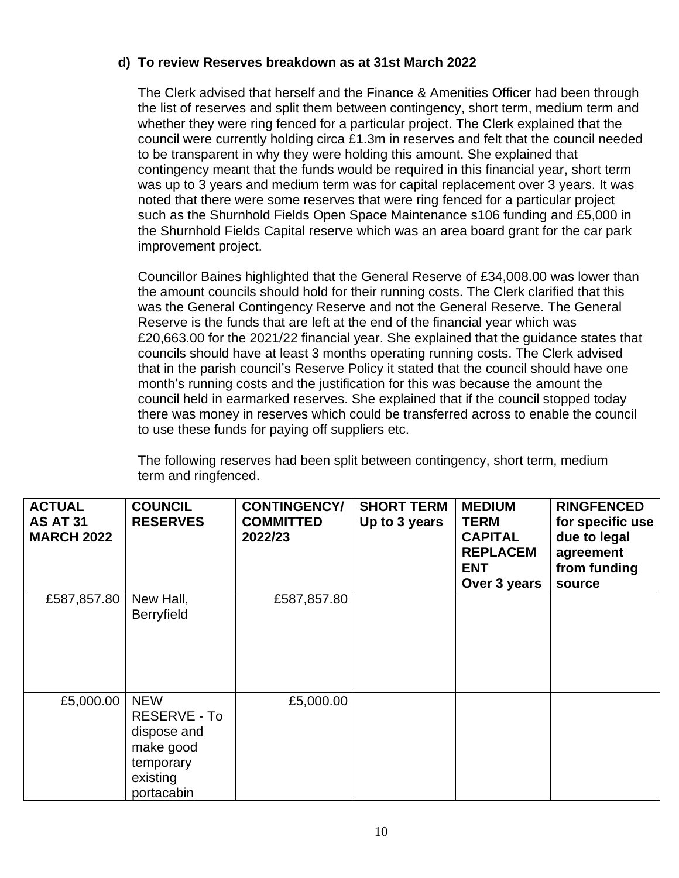**d) To review Reserves breakdown as at 31st March 2022**

The Clerk advised that herself and the Finance & Amenities Officer had been through the list of reserves and split them between contingency, short term, medium term and whether they were ring fenced for a particular project. The Clerk explained that the council were currently holding circa £1.3m in reserves and felt that the council needed to be transparent in why they were holding this amount. She explained that contingency meant that the funds would be required in this financial year, short term was up to 3 years and medium term was for capital replacement over 3 years. It was noted that there were some reserves that were ring fenced for a particular project such as the Shurnhold Fields Open Space Maintenance s106 funding and £5,000 in the Shurnhold Fields Capital reserve which was an area board grant for the car park improvement project.

Councillor Baines highlighted that the General Reserve of £34,008.00 was lower than the amount councils should hold for their running costs. The Clerk clarified that this was the General Contingency Reserve and not the General Reserve. The General Reserve is the funds that are left at the end of the financial year which was £20,663.00 for the 2021/22 financial year. She explained that the guidance states that councils should have at least 3 months operating running costs. The Clerk advised that in the parish council's Reserve Policy it stated that the council should have one month's running costs and the justification for this was because the amount the council held in earmarked reserves. She explained that if the council stopped today there was money in reserves which could be transferred across to enable the council to use these funds for paying off suppliers etc.

The following reserves had been split between contingency, short term, medium term and ringfenced.

| ACTUAL AS AT 31 MARCH 2022 | COUNCIL RESERVES | CONTINGENCY/ COMMITTED 2022/23 | SHORT TERM Up to 3 years | MEDIUM TERM CAPITAL REPLACEMENT Over 3 years | RINGFENCED for specific use due to legal agreement from funding source |
|---|---|---|---|---|---|
| £587,857.80 | New Hall, Berryfield | £587,857.80 | | | |
| £5,000.00 | NEW RESERVE - To dispose and make good temporary existing portacabin | £5,000.00 | | | |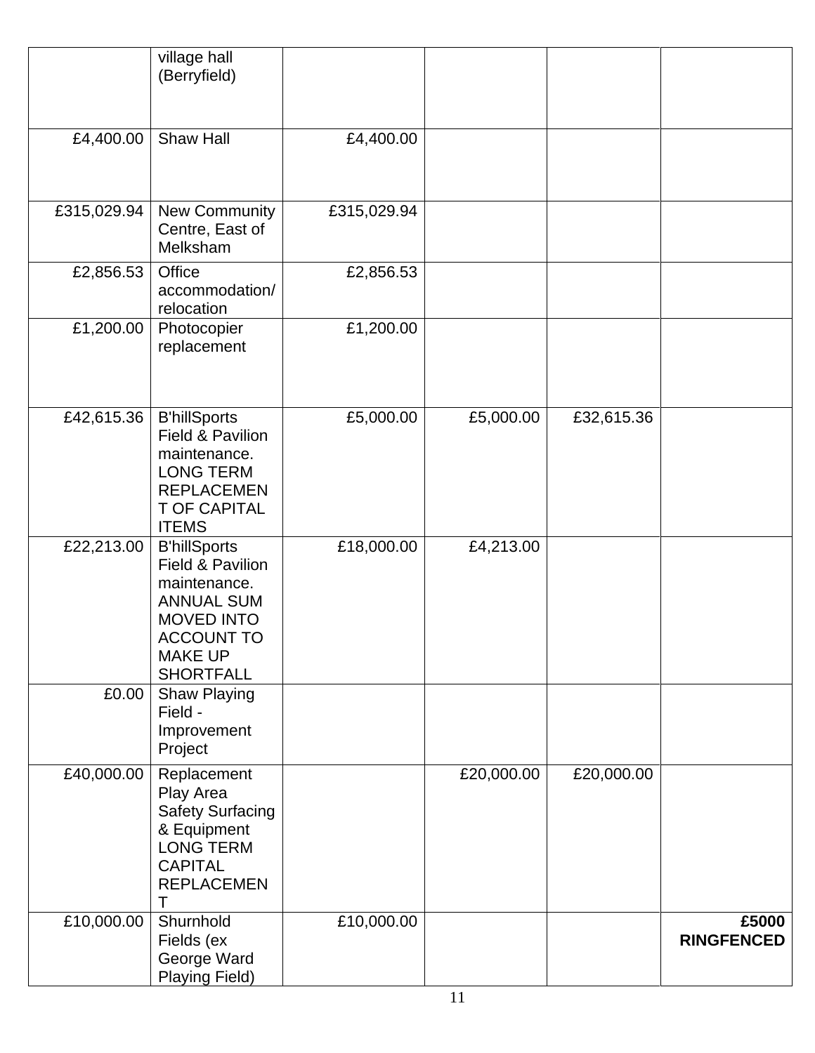| | | | | | |
|---|---|---|---|---|---|
| | village hall (Berryfield) | | | | |
| £4,400.00 | Shaw Hall | £4,400.00 | | | |
| £315,029.94 | New Community Centre, East of Melksham | £315,029.94 | | | |
| £2,856.53 | Office accommodation/ relocation | £2,856.53 | | | |
| £1,200.00 | Photocopier replacement | £1,200.00 | | | |
| £42,615.36 | B'hillSports Field & Pavilion maintenance. LONG TERM REPLACEMENT OF CAPITAL ITEMS | £5,000.00 | £5,000.00 | £32,615.36 | |
| £22,213.00 | B'hillSports Field & Pavilion maintenance. ANNUAL SUM MOVED INTO ACCOUNT TO MAKE UP SHORTFALL | £18,000.00 | £4,213.00 | | |
| £0.00 | Shaw Playing Field - Improvement Project | | | | |
| £40,000.00 | Replacement Play Area Safety Surfacing & Equipment LONG TERM CAPITAL REPLACEMENT | | £20,000.00 | £20,000.00 | |
| £10,000.00 | Shurnhold Fields (ex George Ward Playing Field) | £10,000.00 | | | **£5000 RINGFENCED** |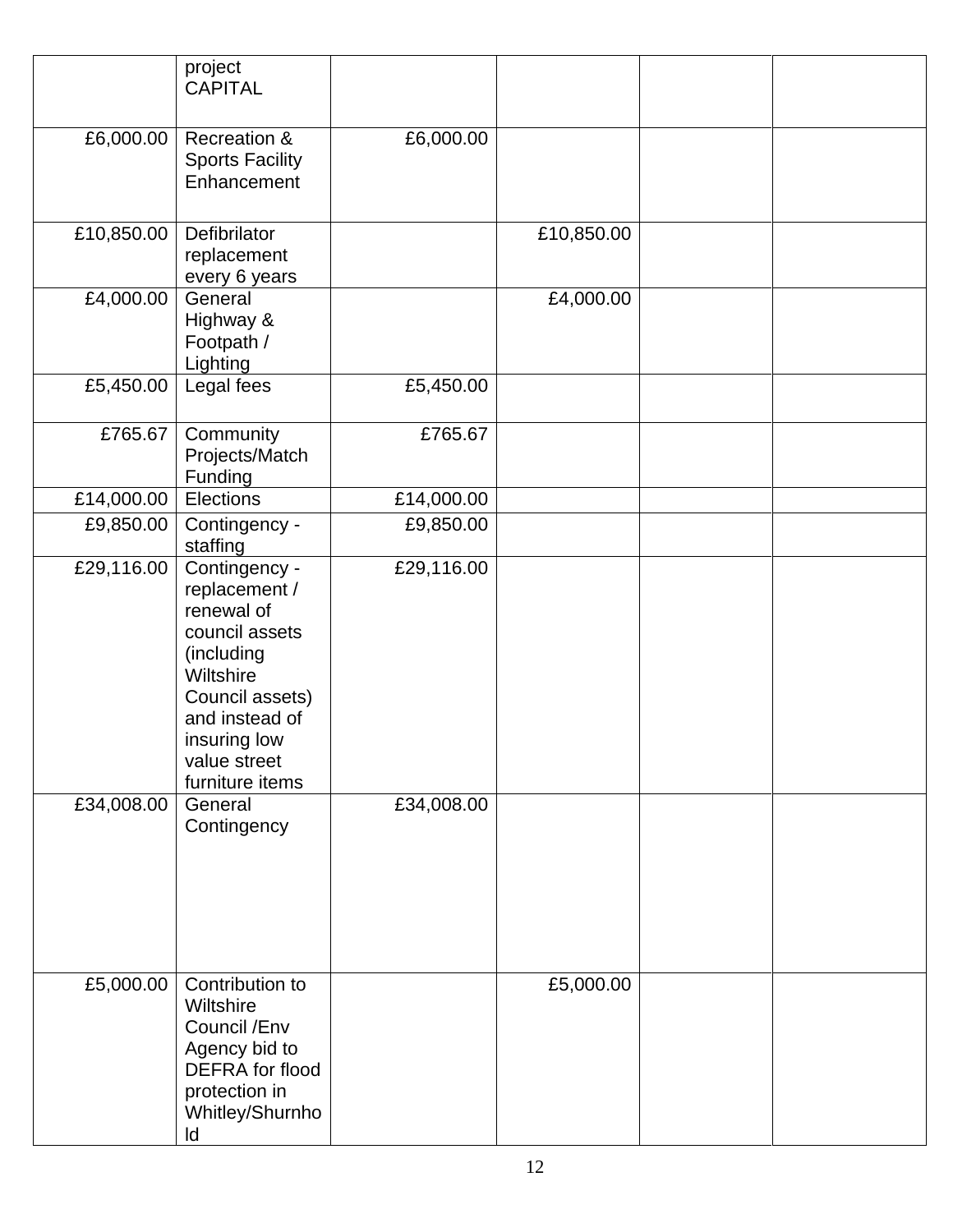| | | | | | |
|---|---|---|---|---|---|
| | project CAPITAL | | | | |
| £6,000.00 | Recreation & Sports Facility Enhancement | £6,000.00 | | | |
| £10,850.00 | Defibrilator replacement every 6 years | | £10,850.00 | | |
| £4,000.00 | General Highway & Footpath / Lighting | | £4,000.00 | | |
| £5,450.00 | Legal fees | £5,450.00 | | | |
| £765.67 | Community Projects/Match Funding | £765.67 | | | |
| £14,000.00 | Elections | £14,000.00 | | | |
| £9,850.00 | Contingency - staffing | £9,850.00 | | | |
| £29,116.00 | Contingency - replacement / renewal of council assets (including Wiltshire Council assets) and instead of insuring low value street furniture items | £29,116.00 | | | |
| £34,008.00 | General Contingency | £34,008.00 | | | |
| £5,000.00 | Contribution to Wiltshire Council /Env Agency bid to DEFRA for flood protection in Whitley/Shurnhold | | £5,000.00 | | |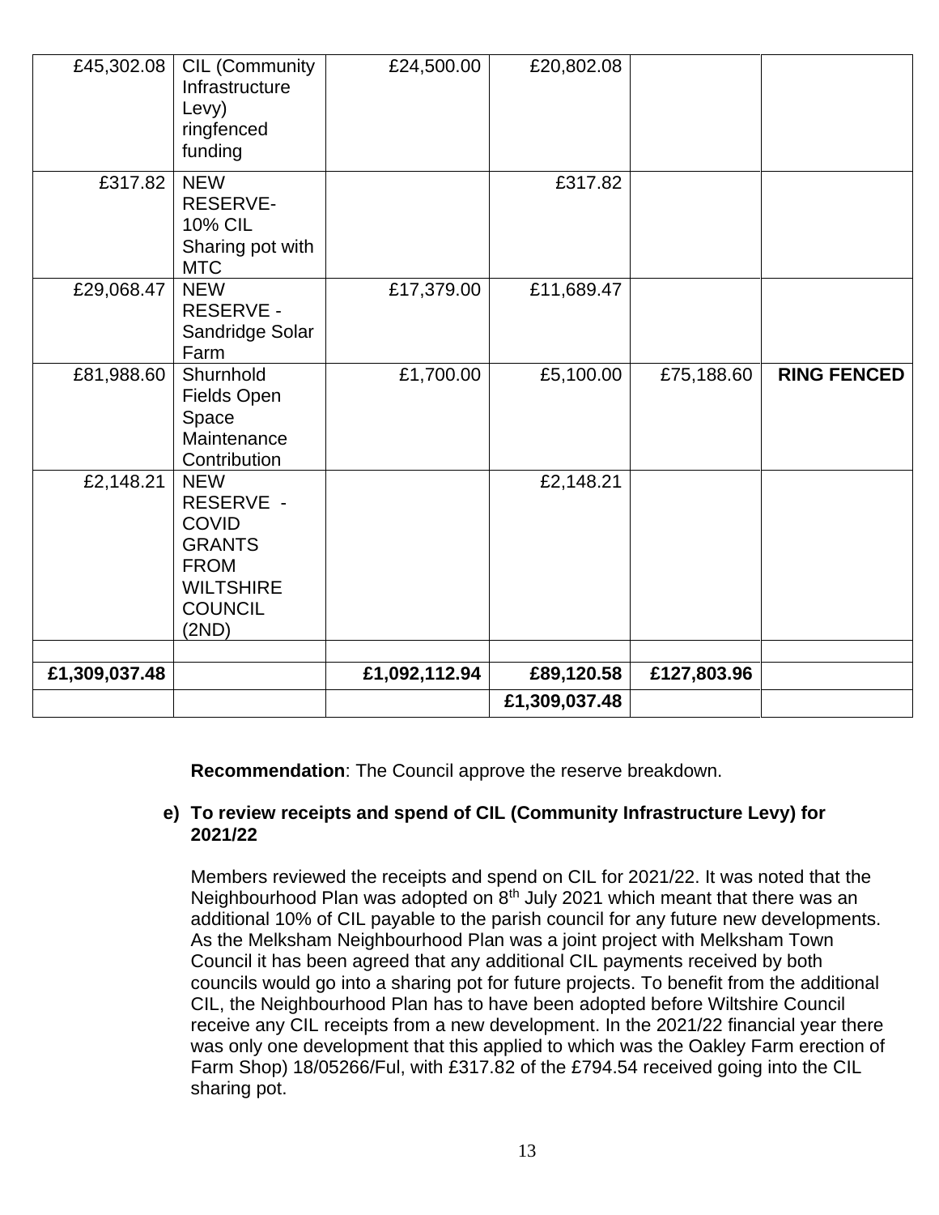| | | | | | |
|---|---|---|---|---|---|
| £45,302.08 | CIL (Community Infrastructure Levy) ringfenced funding | £24,500.00 | £20,802.08 | | |
| £317.82 | NEW RESERVE- 10% CIL Sharing pot with MTC | | £317.82 | | |
| £29,068.47 | NEW RESERVE - Sandridge Solar Farm | £17,379.00 | £11,689.47 | | |
| £81,988.60 | Shurnhold Fields Open Space Maintenance Contribution | £1,700.00 | £5,100.00 | £75,188.60 | **RING FENCED** |
| £2,148.21 | NEW RESERVE - COVID GRANTS FROM WILTSHIRE COUNCIL (2ND) | | £2,148.21 | | |
| | | | | | |
| **£1,309,037.48** | | **£1,092,112.94** | **£89,120.58** | **£127,803.96** | |
| | | | **£1,309,037.48** | | |

**Recommendation**: The Council approve the reserve breakdown.

**e) To review receipts and spend of CIL (Community Infrastructure Levy) for 2021/22**

Members reviewed the receipts and spend on CIL for 2021/22. It was noted that the Neighbourhood Plan was adopted on 8th July 2021 which meant that there was an additional 10% of CIL payable to the parish council for any future new developments. As the Melksham Neighbourhood Plan was a joint project with Melksham Town Council it has been agreed that any additional CIL payments received by both councils would go into a sharing pot for future projects. To benefit from the additional CIL, the Neighbourhood Plan has to have been adopted before Wiltshire Council receive any CIL receipts from a new development. In the 2021/22 financial year there was only one development that this applied to which was the Oakley Farm erection of Farm Shop) 18/05266/Ful, with £317.82 of the £794.54 received going into the CIL sharing pot.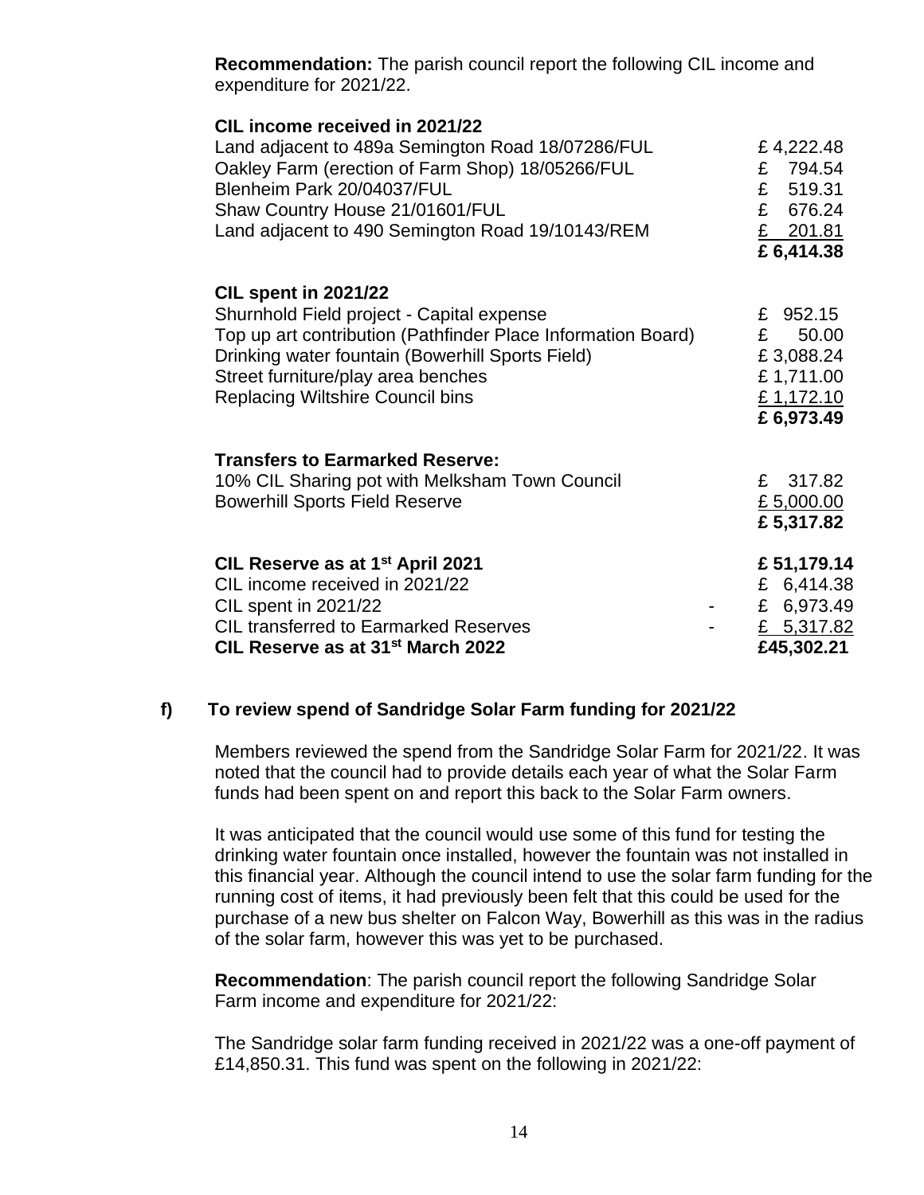**Recommendation:** The parish council report the following CIL income and expenditure for 2021/22.

**CIL income received in 2021/22**

| | |
|---|---|
| Land adjacent to 489a Semington Road 18/07286/FUL | £ 4,222.48 |
| Oakley Farm (erection of Farm Shop) 18/05266/FUL | £ 794.54 |
| Blenheim Park 20/04037/FUL | £ 519.31 |
| Shaw Country House 21/01601/FUL | £ 676.24 |
| Land adjacent to 490 Semington Road 19/10143/REM | £ 201.81 |
| | **£ 6,414.38** |

**CIL spent in 2021/22**

| | |
|---|---|
| Shurnhold Field project - Capital expense | £ 952.15 |
| Top up art contribution (Pathfinder Place Information Board) | £ 50.00 |
| Drinking water fountain (Bowerhill Sports Field) | £ 3,088.24 |
| Street furniture/play area benches | £ 1,711.00 |
| Replacing Wiltshire Council bins | £ 1,172.10 |
| | **£ 6,973.49** |

**Transfers to Earmarked Reserve:**

| | |
|---|---|
| 10% CIL Sharing pot with Melksham Town Council | £ 317.82 |
| Bowerhill Sports Field Reserve | £ 5,000.00 |
| | **£ 5,317.82** |

| | | |
|---|---|---|
| **CIL Reserve as at 1st April 2021** | | **£ 51,179.14** |
| CIL income received in 2021/22 | | £ 6,414.38 |
| CIL spent in 2021/22 | - | £ 6,973.49 |
| CIL transferred to Earmarked Reserves | - | £ 5,317.82 |
| **CIL Reserve as at 31st March 2022** | | **£45,302.21** |

**f) To review spend of Sandridge Solar Farm funding for 2021/22**

Members reviewed the spend from the Sandridge Solar Farm for 2021/22. It was noted that the council had to provide details each year of what the Solar Farm funds had been spent on and report this back to the Solar Farm owners.

It was anticipated that the council would use some of this fund for testing the drinking water fountain once installed, however the fountain was not installed in this financial year. Although the council intend to use the solar farm funding for the running cost of items, it had previously been felt that this could be used for the purchase of a new bus shelter on Falcon Way, Bowerhill as this was in the radius of the solar farm, however this was yet to be purchased.

**Recommendation**: The parish council report the following Sandridge Solar Farm income and expenditure for 2021/22:

The Sandridge solar farm funding received in 2021/22 was a one-off payment of £14,850.31. This fund was spent on the following in 2021/22: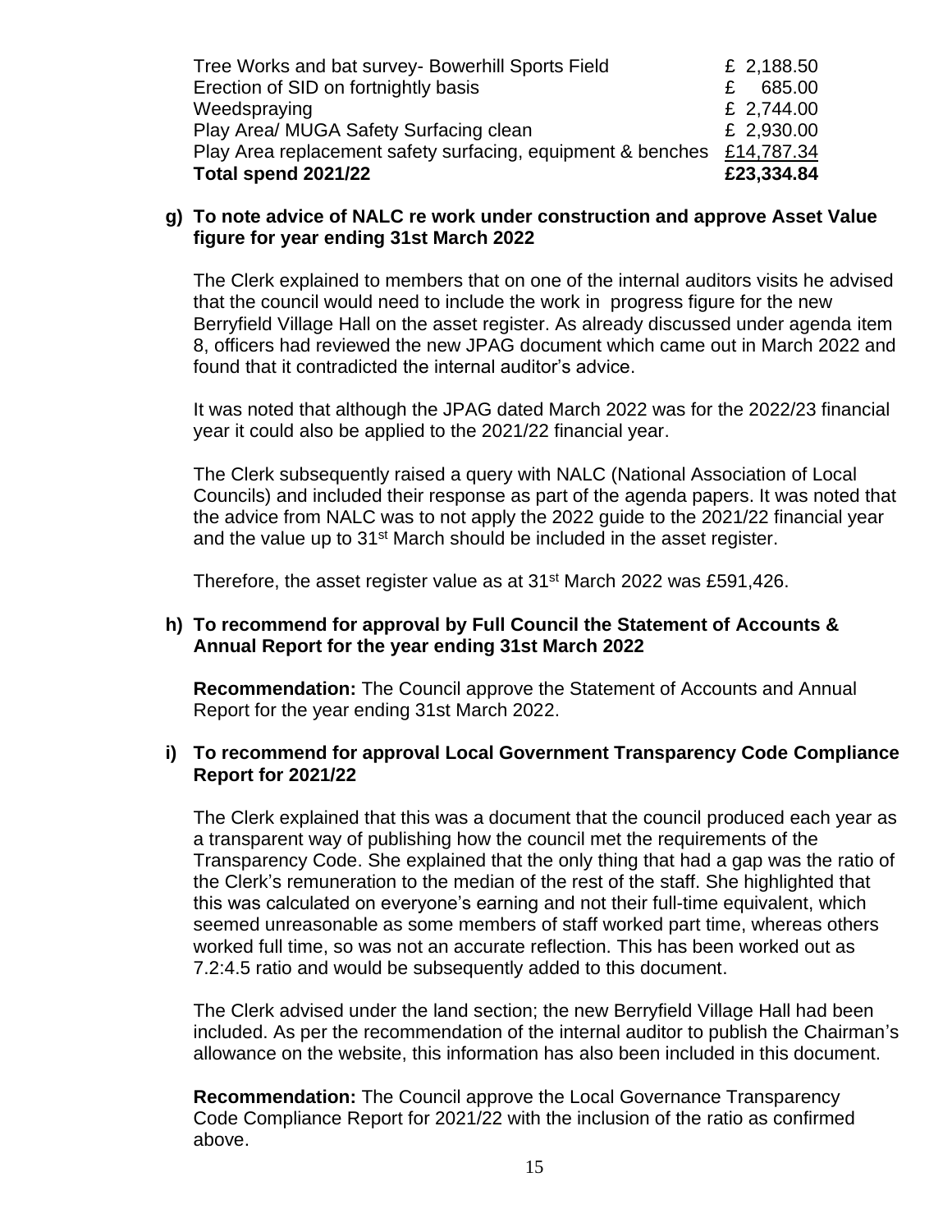| | |
|---|---|
| Tree Works and bat survey- Bowerhill Sports Field | £ 2,188.50 |
| Erection of SID on fortnightly basis | £ 685.00 |
| Weedspraying | £ 2,744.00 |
| Play Area/ MUGA Safety Surfacing clean | £ 2,930.00 |
| Play Area replacement safety surfacing, equipment & benches | £14,787.34 |
| **Total spend 2021/22** | **£23,334.84** |

**g) To note advice of NALC re work under construction and approve Asset Value figure for year ending 31st March 2022**

The Clerk explained to members that on one of the internal auditors visits he advised that the council would need to include the work in progress figure for the new Berryfield Village Hall on the asset register. As already discussed under agenda item 8, officers had reviewed the new JPAG document which came out in March 2022 and found that it contradicted the internal auditor's advice.

It was noted that although the JPAG dated March 2022 was for the 2022/23 financial year it could also be applied to the 2021/22 financial year.

The Clerk subsequently raised a query with NALC (National Association of Local Councils) and included their response as part of the agenda papers. It was noted that the advice from NALC was to not apply the 2022 guide to the 2021/22 financial year and the value up to 31st March should be included in the asset register.

Therefore, the asset register value as at 31st March 2022 was £591,426.

**h) To recommend for approval by Full Council the Statement of Accounts & Annual Report for the year ending 31st March 2022**

**Recommendation:** The Council approve the Statement of Accounts and Annual Report for the year ending 31st March 2022.

**i) To recommend for approval Local Government Transparency Code Compliance Report for 2021/22**

The Clerk explained that this was a document that the council produced each year as a transparent way of publishing how the council met the requirements of the Transparency Code. She explained that the only thing that had a gap was the ratio of the Clerk's remuneration to the median of the rest of the staff. She highlighted that this was calculated on everyone's earning and not their full-time equivalent, which seemed unreasonable as some members of staff worked part time, whereas others worked full time, so was not an accurate reflection. This has been worked out as 7.2:4.5 ratio and would be subsequently added to this document.

The Clerk advised under the land section; the new Berryfield Village Hall had been included. As per the recommendation of the internal auditor to publish the Chairman's allowance on the website, this information has also been included in this document.

**Recommendation:** The Council approve the Local Governance Transparency Code Compliance Report for 2021/22 with the inclusion of the ratio as confirmed above.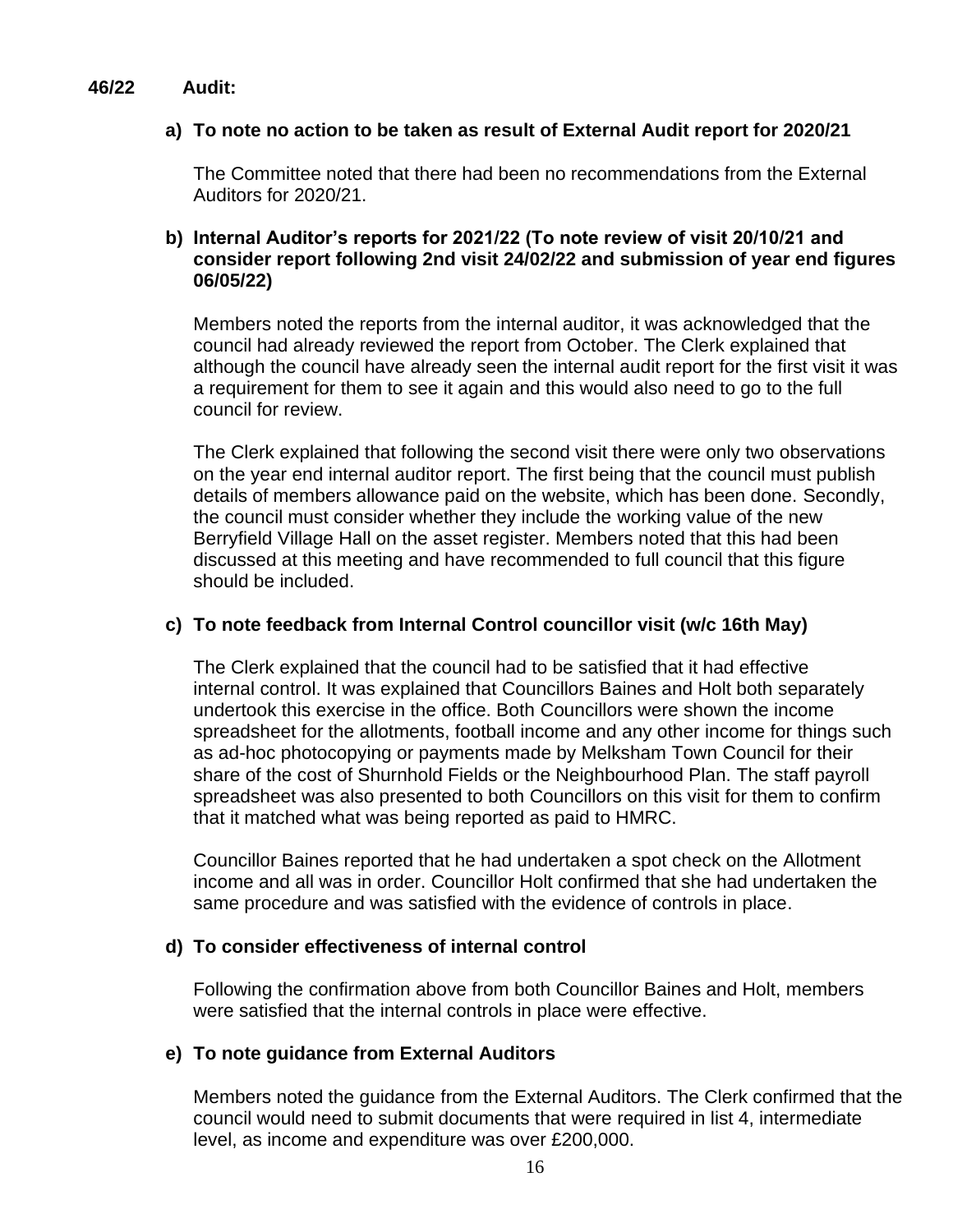**46/22 Audit:**

**a) To note no action to be taken as result of External Audit report for 2020/21**

The Committee noted that there had been no recommendations from the External Auditors for 2020/21.

**b) Internal Auditor's reports for 2021/22 (To note review of visit 20/10/21 and consider report following 2nd visit 24/02/22 and submission of year end figures 06/05/22)**

Members noted the reports from the internal auditor, it was acknowledged that the council had already reviewed the report from October. The Clerk explained that although the council have already seen the internal audit report for the first visit it was a requirement for them to see it again and this would also need to go to the full council for review.

The Clerk explained that following the second visit there were only two observations on the year end internal auditor report. The first being that the council must publish details of members allowance paid on the website, which has been done. Secondly, the council must consider whether they include the working value of the new Berryfield Village Hall on the asset register. Members noted that this had been discussed at this meeting and have recommended to full council that this figure should be included.

**c) To note feedback from Internal Control councillor visit (w/c 16th May)**

The Clerk explained that the council had to be satisfied that it had effective internal control. It was explained that Councillors Baines and Holt both separately undertook this exercise in the office. Both Councillors were shown the income spreadsheet for the allotments, football income and any other income for things such as ad-hoc photocopying or payments made by Melksham Town Council for their share of the cost of Shurnhold Fields or the Neighbourhood Plan. The staff payroll spreadsheet was also presented to both Councillors on this visit for them to confirm that it matched what was being reported as paid to HMRC.

Councillor Baines reported that he had undertaken a spot check on the Allotment income and all was in order. Councillor Holt confirmed that she had undertaken the same procedure and was satisfied with the evidence of controls in place.

**d) To consider effectiveness of internal control**

Following the confirmation above from both Councillor Baines and Holt, members were satisfied that the internal controls in place were effective.

**e) To note guidance from External Auditors**

Members noted the guidance from the External Auditors. The Clerk confirmed that the council would need to submit documents that were required in list 4, intermediate level, as income and expenditure was over £200,000.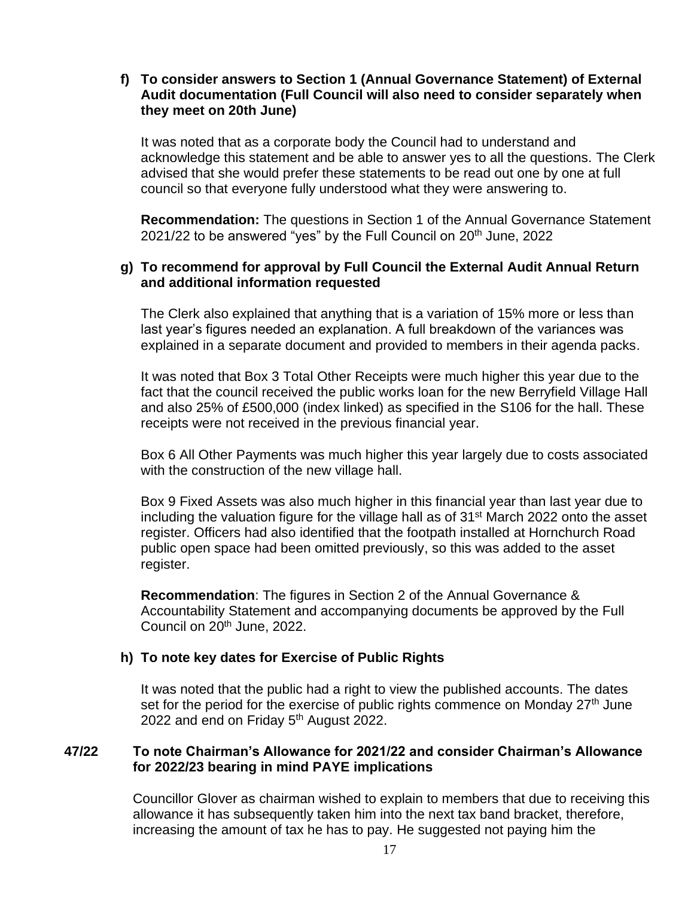**f) To consider answers to Section 1 (Annual Governance Statement) of External Audit documentation (Full Council will also need to consider separately when they meet on 20th June)**

It was noted that as a corporate body the Council had to understand and acknowledge this statement and be able to answer yes to all the questions. The Clerk advised that she would prefer these statements to be read out one by one at full council so that everyone fully understood what they were answering to.

**Recommendation:** The questions in Section 1 of the Annual Governance Statement 2021/22 to be answered "yes" by the Full Council on 20th June, 2022

**g) To recommend for approval by Full Council the External Audit Annual Return and additional information requested**

The Clerk also explained that anything that is a variation of 15% more or less than last year's figures needed an explanation. A full breakdown of the variances was explained in a separate document and provided to members in their agenda packs.

It was noted that Box 3 Total Other Receipts were much higher this year due to the fact that the council received the public works loan for the new Berryfield Village Hall and also 25% of £500,000 (index linked) as specified in the S106 for the hall. These receipts were not received in the previous financial year.

Box 6 All Other Payments was much higher this year largely due to costs associated with the construction of the new village hall.

Box 9 Fixed Assets was also much higher in this financial year than last year due to including the valuation figure for the village hall as of 31st March 2022 onto the asset register. Officers had also identified that the footpath installed at Hornchurch Road public open space had been omitted previously, so this was added to the asset register.

**Recommendation**: The figures in Section 2 of the Annual Governance & Accountability Statement and accompanying documents be approved by the Full Council on 20th June, 2022.

**h) To note key dates for Exercise of Public Rights**

It was noted that the public had a right to view the published accounts. The dates set for the period for the exercise of public rights commence on Monday 27th June 2022 and end on Friday 5th August 2022.

**47/22 To note Chairman's Allowance for 2021/22 and consider Chairman's Allowance for 2022/23 bearing in mind PAYE implications**

Councillor Glover as chairman wished to explain to members that due to receiving this allowance it has subsequently taken him into the next tax band bracket, therefore, increasing the amount of tax he has to pay. He suggested not paying him the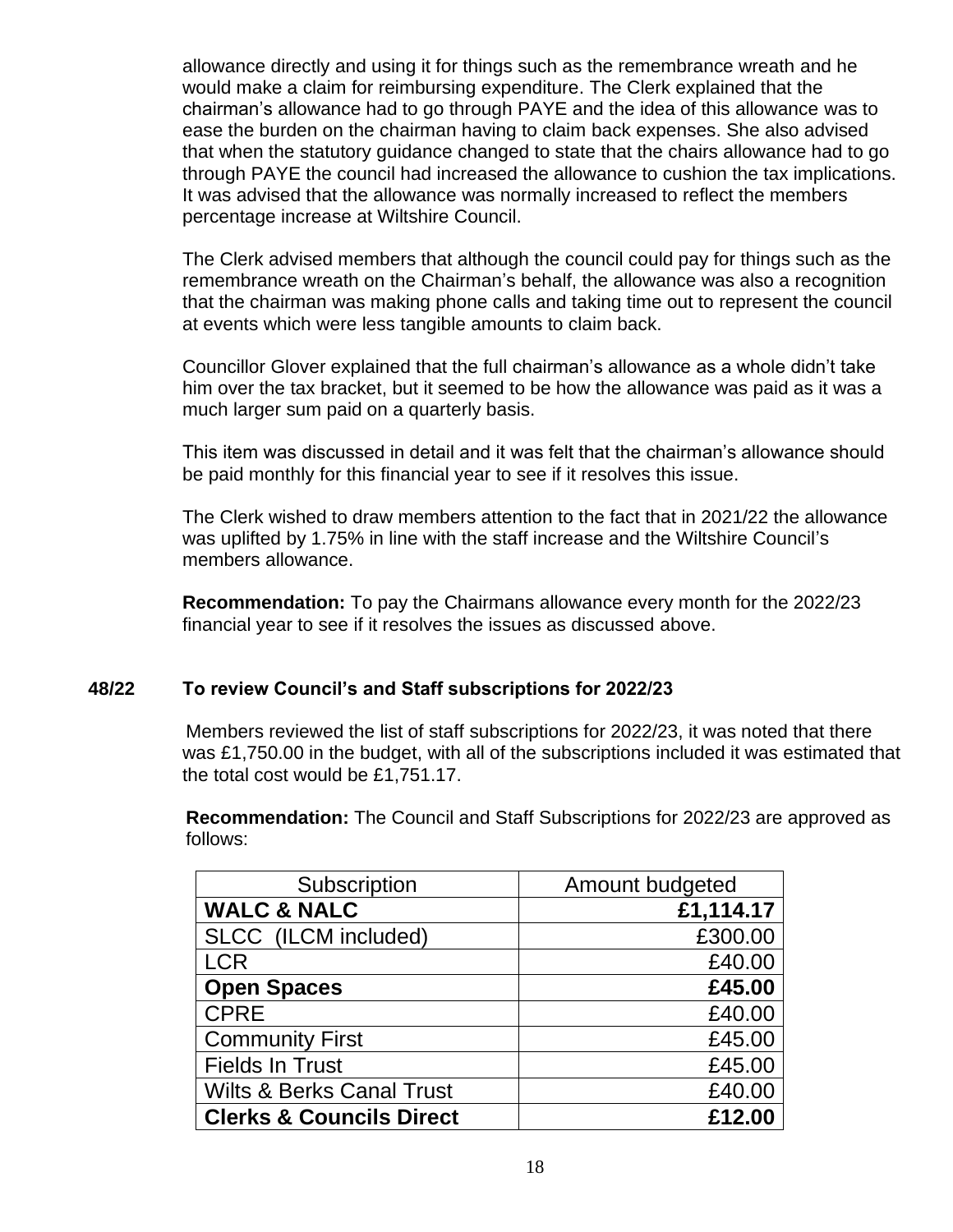allowance directly and using it for things such as the remembrance wreath and he would make a claim for reimbursing expenditure. The Clerk explained that the chairman's allowance had to go through PAYE and the idea of this allowance was to ease the burden on the chairman having to claim back expenses. She also advised that when the statutory guidance changed to state that the chairs allowance had to go through PAYE the council had increased the allowance to cushion the tax implications. It was advised that the allowance was normally increased to reflect the members percentage increase at Wiltshire Council.

The Clerk advised members that although the council could pay for things such as the remembrance wreath on the Chairman's behalf, the allowance was also a recognition that the chairman was making phone calls and taking time out to represent the council at events which were less tangible amounts to claim back.

Councillor Glover explained that the full chairman's allowance as a whole didn't take him over the tax bracket, but it seemed to be how the allowance was paid as it was a much larger sum paid on a quarterly basis.

This item was discussed in detail and it was felt that the chairman's allowance should be paid monthly for this financial year to see if it resolves this issue.

The Clerk wished to draw members attention to the fact that in 2021/22 the allowance was uplifted by 1.75% in line with the staff increase and the Wiltshire Council's members allowance.

**Recommendation:** To pay the Chairmans allowance every month for the 2022/23 financial year to see if it resolves the issues as discussed above.

## 48/22 To review Council's and Staff subscriptions for 2022/23

Members reviewed the list of staff subscriptions for 2022/23, it was noted that there was £1,750.00 in the budget, with all of the subscriptions included it was estimated that the total cost would be £1,751.17.

**Recommendation:** The Council and Staff Subscriptions for 2022/23 are approved as follows:

| Subscription | Amount budgeted |
|---|---:|
| **WALC & NALC** | **£1,114.17** |
| SLCC (ILCM included) | £300.00 |
| LCR | £40.00 |
| **Open Spaces** | **£45.00** |
| CPRE | £40.00 |
| Community First | £45.00 |
| Fields In Trust | £45.00 |
| Wilts & Berks Canal Trust | £40.00 |
| **Clerks & Councils Direct** | **£12.00** |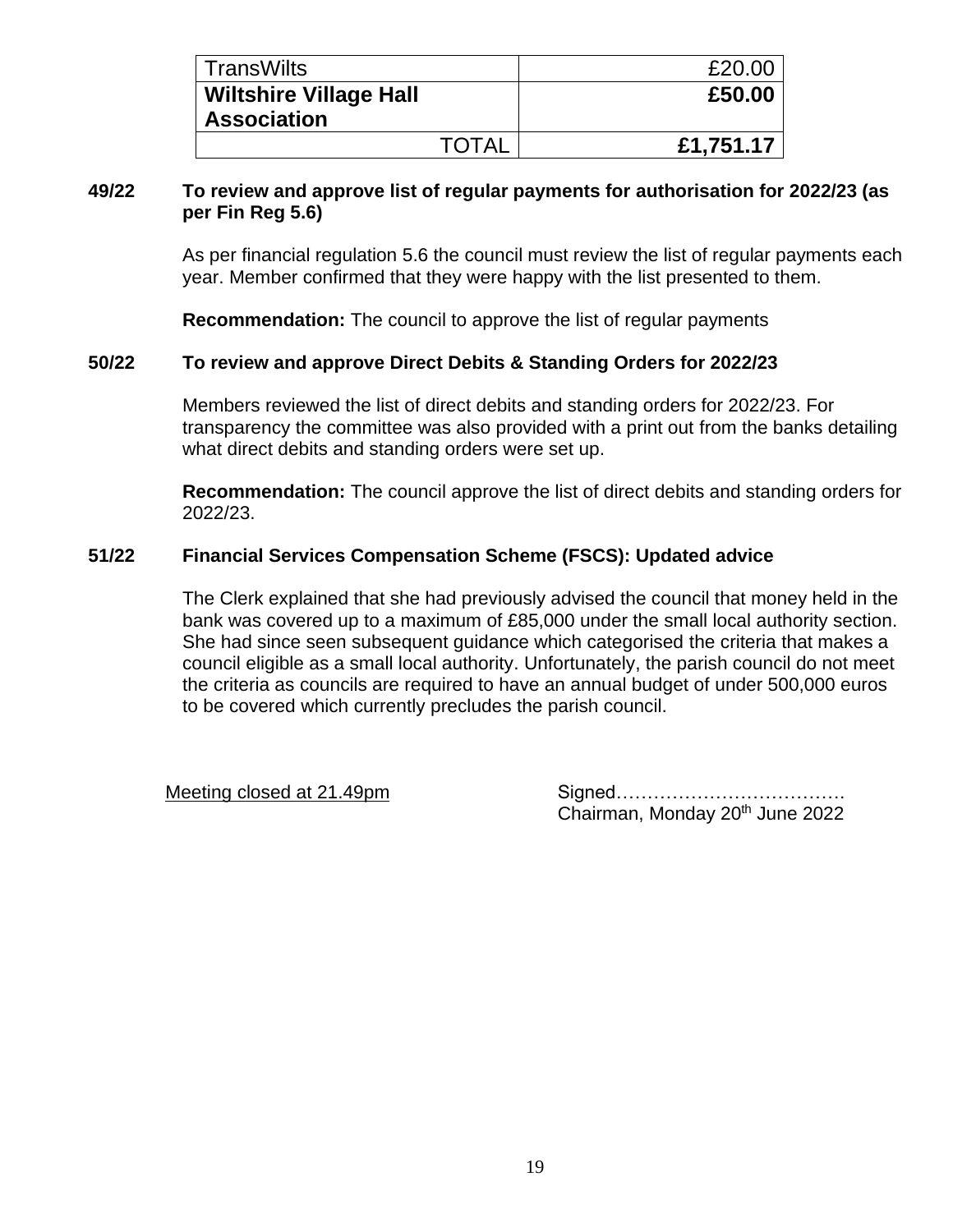| | |
|---|---|
| TransWilts | £20.00 |
| **Wiltshire Village Hall Association** | **£50.00** |
| TOTAL | **£1,751.17** |

**49/22 To review and approve list of regular payments for authorisation for 2022/23 (as per Fin Reg 5.6)**

As per financial regulation 5.6 the council must review the list of regular payments each year. Member confirmed that they were happy with the list presented to them.

**Recommendation:** The council to approve the list of regular payments

**50/22 To review and approve Direct Debits & Standing Orders for 2022/23**

Members reviewed the list of direct debits and standing orders for 2022/23. For transparency the committee was also provided with a print out from the banks detailing what direct debits and standing orders were set up.

**Recommendation:** The council approve the list of direct debits and standing orders for 2022/23.

**51/22 Financial Services Compensation Scheme (FSCS): Updated advice**

The Clerk explained that she had previously advised the council that money held in the bank was covered up to a maximum of £85,000 under the small local authority section. She had since seen subsequent guidance which categorised the criteria that makes a council eligible as a small local authority. Unfortunately, the parish council do not meet the criteria as councils are required to have an annual budget of under 500,000 euros to be covered which currently precludes the parish council.

Meeting closed at 21.49pm

Signed……………………………….
Chairman, Monday 20th June 2022